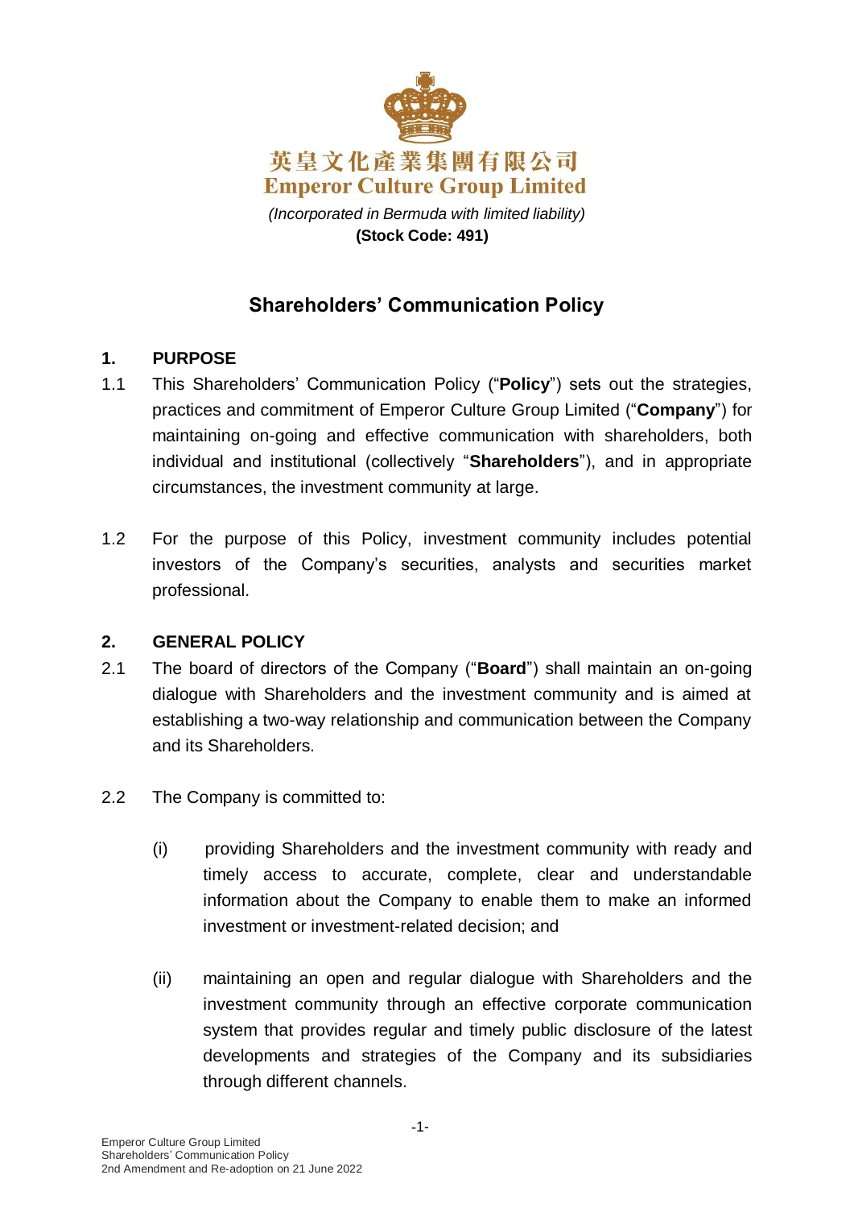英皇文化產業集團有限公司
**Emperor Culture Group Limited**

*(Incorporated in Bermuda with limited liability)*
**(Stock Code: 491)**

# Shareholders' Communication Policy

## 1. PURPOSE

1.1 This Shareholders' Communication Policy ("**Policy**") sets out the strategies, practices and commitment of Emperor Culture Group Limited ("**Company**") for maintaining on-going and effective communication with shareholders, both individual and institutional (collectively "**Shareholders**"), and in appropriate circumstances, the investment community at large.

1.2 For the purpose of this Policy, investment community includes potential investors of the Company's securities, analysts and securities market professional.

## 2. GENERAL POLICY

2.1 The board of directors of the Company ("**Board**") shall maintain an on-going dialogue with Shareholders and the investment community and is aimed at establishing a two-way relationship and communication between the Company and its Shareholders.

2.2 The Company is committed to:

(i) providing Shareholders and the investment community with ready and timely access to accurate, complete, clear and understandable information about the Company to enable them to make an informed investment or investment-related decision; and

(ii) maintaining an open and regular dialogue with Shareholders and the investment community through an effective corporate communication system that provides regular and timely public disclosure of the latest developments and strategies of the Company and its subsidiaries through different channels.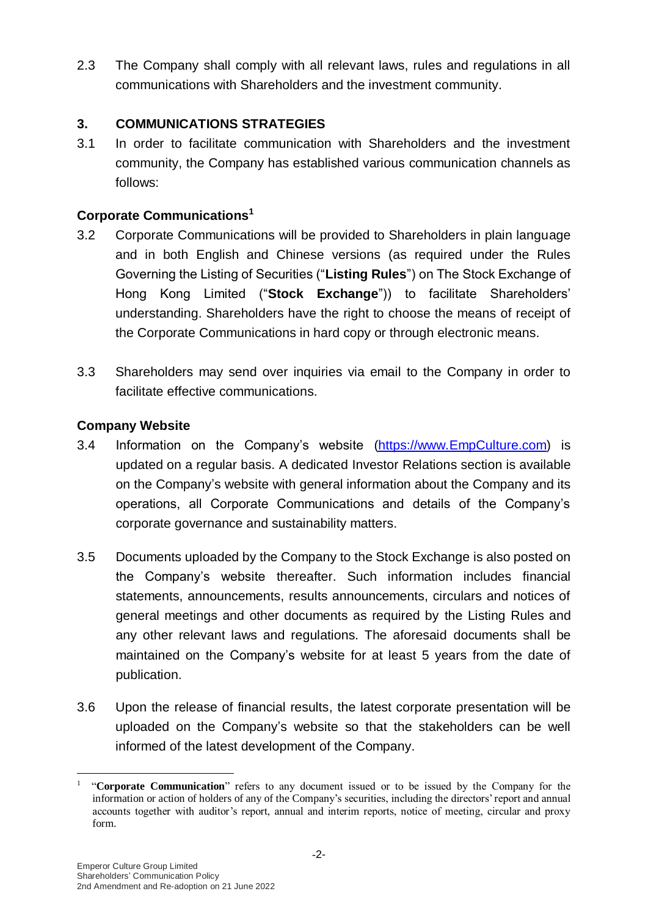2.3 The Company shall comply with all relevant laws, rules and regulations in all communications with Shareholders and the investment community.

## 3. COMMUNICATIONS STRATEGIES

3.1 In order to facilitate communication with Shareholders and the investment community, the Company has established various communication channels as follows:

### Corporate Communications[1]

3.2 Corporate Communications will be provided to Shareholders in plain language and in both English and Chinese versions (as required under the Rules Governing the Listing of Securities ("**Listing Rules**") on The Stock Exchange of Hong Kong Limited ("**Stock Exchange**")) to facilitate Shareholders' understanding. Shareholders have the right to choose the means of receipt of the Corporate Communications in hard copy or through electronic means.

3.3 Shareholders may send over inquiries via email to the Company in order to facilitate effective communications.

### Company Website

3.4 Information on the Company's website (https://www.EmpCulture.com) is updated on a regular basis. A dedicated Investor Relations section is available on the Company's website with general information about the Company and its operations, all Corporate Communications and details of the Company's corporate governance and sustainability matters.

3.5 Documents uploaded by the Company to the Stock Exchange is also posted on the Company's website thereafter. Such information includes financial statements, announcements, results announcements, circulars and notices of general meetings and other documents as required by the Listing Rules and any other relevant laws and regulations. The aforesaid documents shall be maintained on the Company's website for at least 5 years from the date of publication.

3.6 Upon the release of financial results, the latest corporate presentation will be uploaded on the Company's website so that the stakeholders can be well informed of the latest development of the Company.

---

[1] "**Corporate Communication**" refers to any document issued or to be issued by the Company for the information or action of holders of any of the Company's securities, including the directors' report and annual accounts together with auditor's report, annual and interim reports, notice of meeting, circular and proxy form.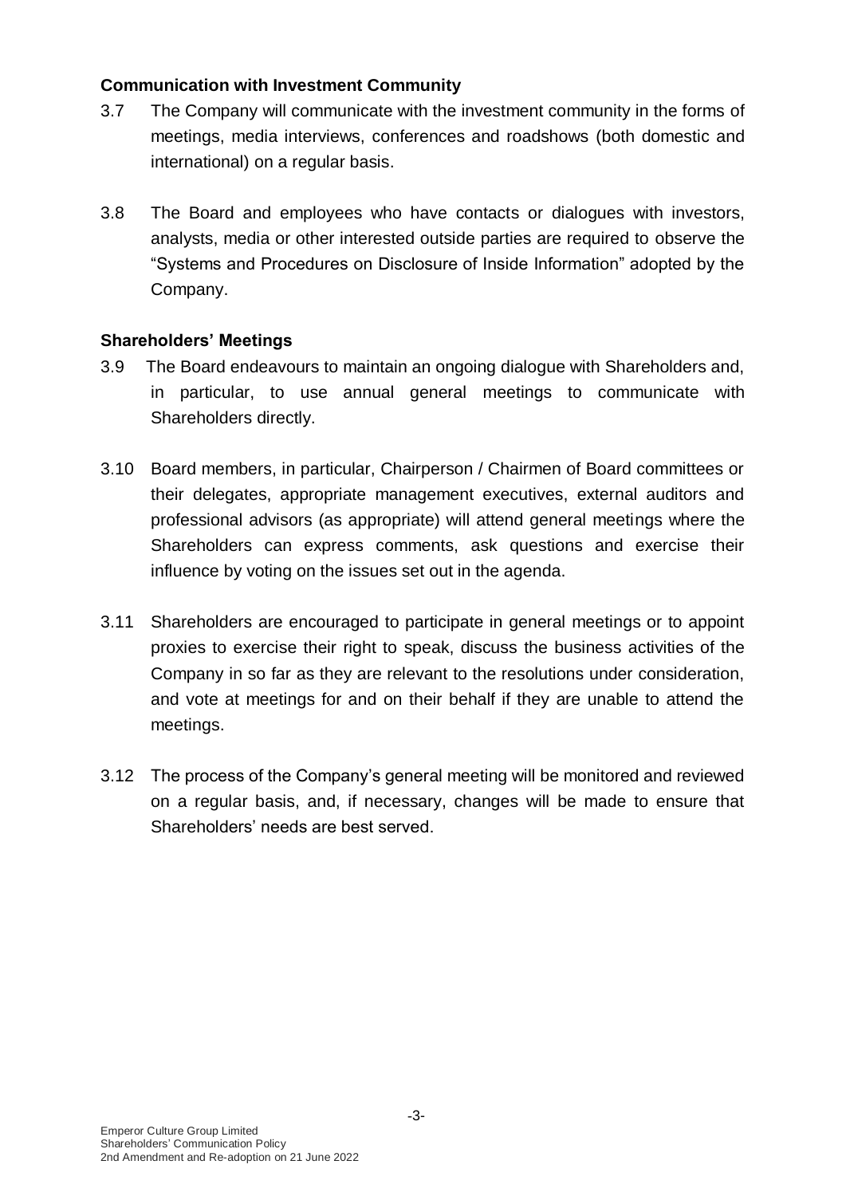**Communication with Investment Community**

3.7 The Company will communicate with the investment community in the forms of meetings, media interviews, conferences and roadshows (both domestic and international) on a regular basis.

3.8 The Board and employees who have contacts or dialogues with investors, analysts, media or other interested outside parties are required to observe the "Systems and Procedures on Disclosure of Inside Information" adopted by the Company.

**Shareholders' Meetings**

3.9 The Board endeavours to maintain an ongoing dialogue with Shareholders and, in particular, to use annual general meetings to communicate with Shareholders directly.

3.10 Board members, in particular, Chairperson / Chairmen of Board committees or their delegates, appropriate management executives, external auditors and professional advisors (as appropriate) will attend general meetings where the Shareholders can express comments, ask questions and exercise their influence by voting on the issues set out in the agenda.

3.11 Shareholders are encouraged to participate in general meetings or to appoint proxies to exercise their right to speak, discuss the business activities of the Company in so far as they are relevant to the resolutions under consideration, and vote at meetings for and on their behalf if they are unable to attend the meetings.

3.12 The process of the Company's general meeting will be monitored and reviewed on a regular basis, and, if necessary, changes will be made to ensure that Shareholders' needs are best served.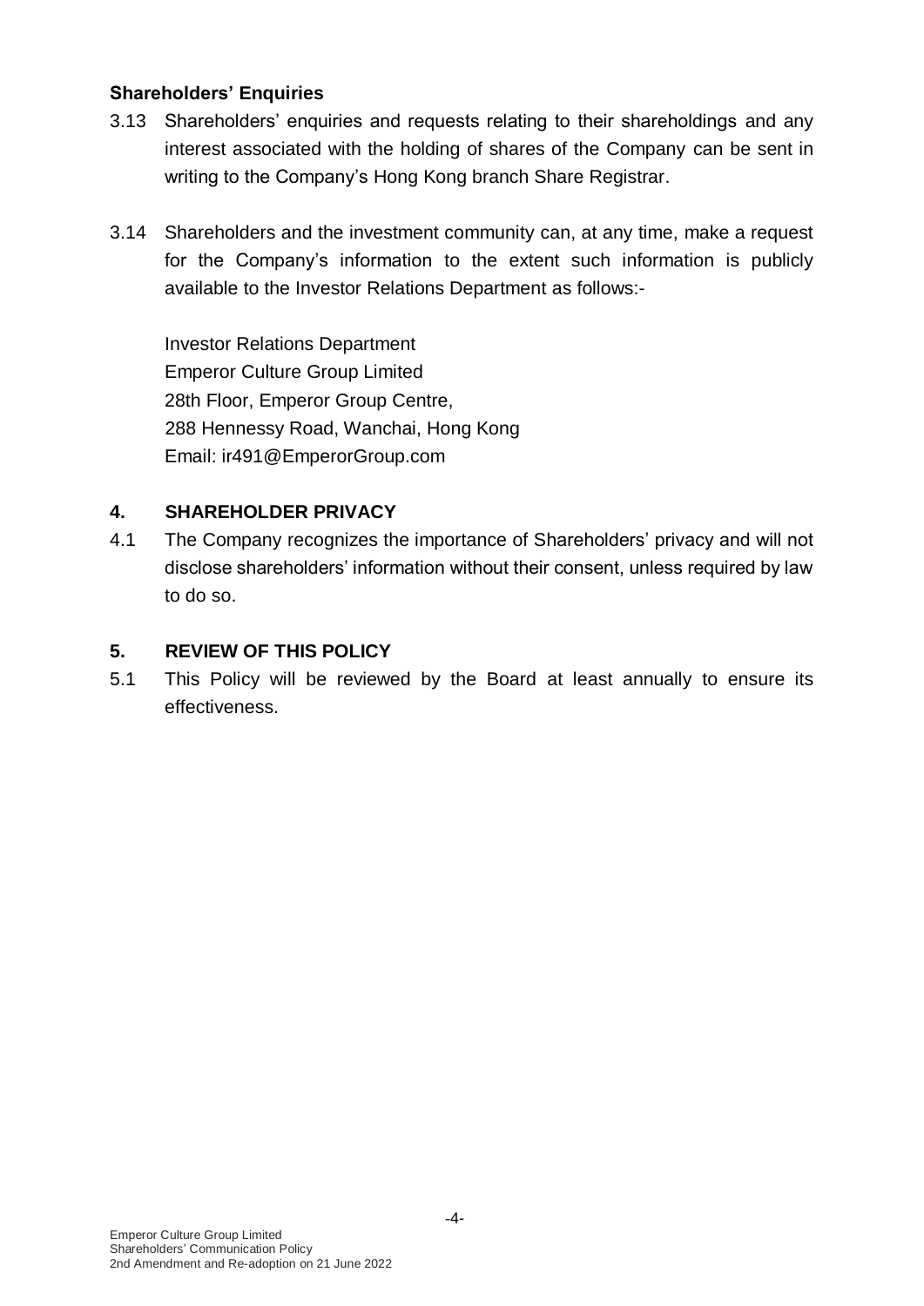**Shareholders' Enquiries**

3.13 Shareholders' enquiries and requests relating to their shareholdings and any interest associated with the holding of shares of the Company can be sent in writing to the Company's Hong Kong branch Share Registrar.

3.14 Shareholders and the investment community can, at any time, make a request for the Company's information to the extent such information is publicly available to the Investor Relations Department as follows:-

Investor Relations Department
Emperor Culture Group Limited
28th Floor, Emperor Group Centre,
288 Hennessy Road, Wanchai, Hong Kong
Email: ir491@EmperorGroup.com

## 4. SHAREHOLDER PRIVACY

4.1 The Company recognizes the importance of Shareholders' privacy and will not disclose shareholders' information without their consent, unless required by law to do so.

## 5. REVIEW OF THIS POLICY

5.1 This Policy will be reviewed by the Board at least annually to ensure its effectiveness.